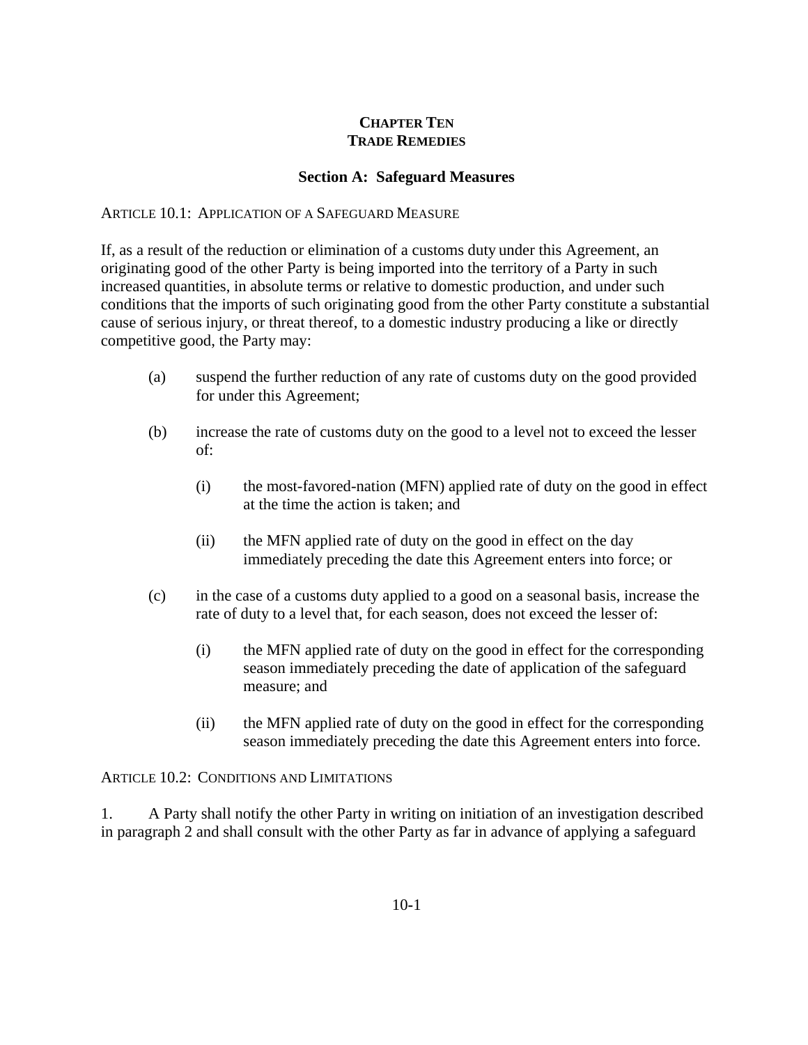# CHAPTER TEN
# TRADE REMEDIES

## Section A: Safeguard Measures

ARTICLE 10.1: APPLICATION OF A SAFEGUARD MEASURE

If, as a result of the reduction or elimination of a customs duty under this Agreement, an originating good of the other Party is being imported into the territory of a Party in such increased quantities, in absolute terms or relative to domestic production, and under such conditions that the imports of such originating good from the other Party constitute a substantial cause of serious injury, or threat thereof, to a domestic industry producing a like or directly competitive good, the Party may:

(a) suspend the further reduction of any rate of customs duty on the good provided for under this Agreement;

(b) increase the rate of customs duty on the good to a level not to exceed the lesser of:

  (i) the most-favored-nation (MFN) applied rate of duty on the good in effect at the time the action is taken; and

  (ii) the MFN applied rate of duty on the good in effect on the day immediately preceding the date this Agreement enters into force; or

(c) in the case of a customs duty applied to a good on a seasonal basis, increase the rate of duty to a level that, for each season, does not exceed the lesser of:

  (i) the MFN applied rate of duty on the good in effect for the corresponding season immediately preceding the date of application of the safeguard measure; and

  (ii) the MFN applied rate of duty on the good in effect for the corresponding season immediately preceding the date this Agreement enters into force.

ARTICLE 10.2: CONDITIONS AND LIMITATIONS

1. A Party shall notify the other Party in writing on initiation of an investigation described in paragraph 2 and shall consult with the other Party as far in advance of applying a safeguard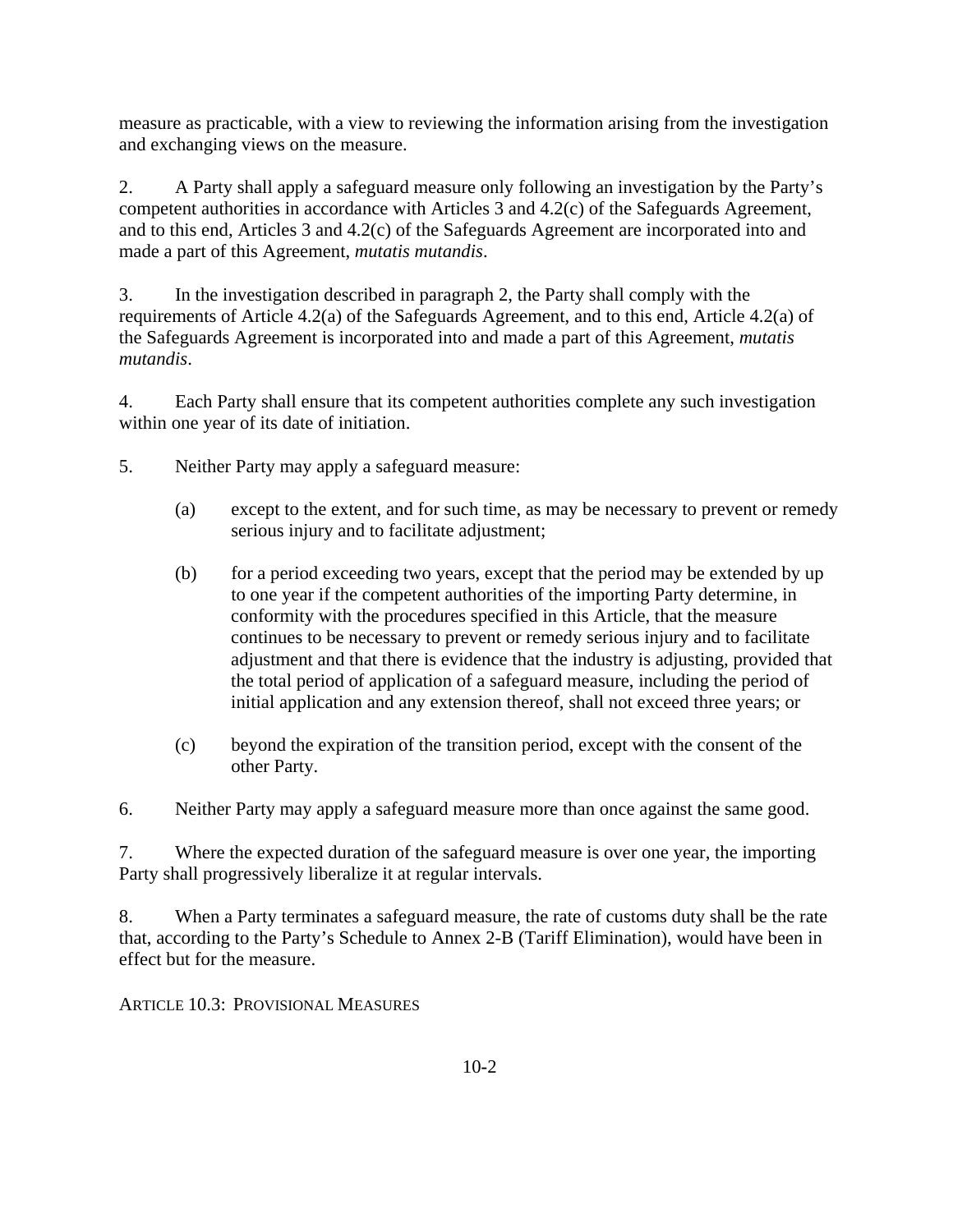measure as practicable, with a view to reviewing the information arising from the investigation and exchanging views on the measure.

2. A Party shall apply a safeguard measure only following an investigation by the Party's competent authorities in accordance with Articles 3 and 4.2(c) of the Safeguards Agreement, and to this end, Articles 3 and 4.2(c) of the Safeguards Agreement are incorporated into and made a part of this Agreement, *mutatis mutandis*.

3. In the investigation described in paragraph 2, the Party shall comply with the requirements of Article 4.2(a) of the Safeguards Agreement, and to this end, Article 4.2(a) of the Safeguards Agreement is incorporated into and made a part of this Agreement, *mutatis mutandis*.

4. Each Party shall ensure that its competent authorities complete any such investigation within one year of its date of initiation.

5. Neither Party may apply a safeguard measure:

   (a) except to the extent, and for such time, as may be necessary to prevent or remedy serious injury and to facilitate adjustment;

   (b) for a period exceeding two years, except that the period may be extended by up to one year if the competent authorities of the importing Party determine, in conformity with the procedures specified in this Article, that the measure continues to be necessary to prevent or remedy serious injury and to facilitate adjustment and that there is evidence that the industry is adjusting, provided that the total period of application of a safeguard measure, including the period of initial application and any extension thereof, shall not exceed three years; or

   (c) beyond the expiration of the transition period, except with the consent of the other Party.

6. Neither Party may apply a safeguard measure more than once against the same good.

7. Where the expected duration of the safeguard measure is over one year, the importing Party shall progressively liberalize it at regular intervals.

8. When a Party terminates a safeguard measure, the rate of customs duty shall be the rate that, according to the Party's Schedule to Annex 2-B (Tariff Elimination), would have been in effect but for the measure.

ARTICLE 10.3: PROVISIONAL MEASURES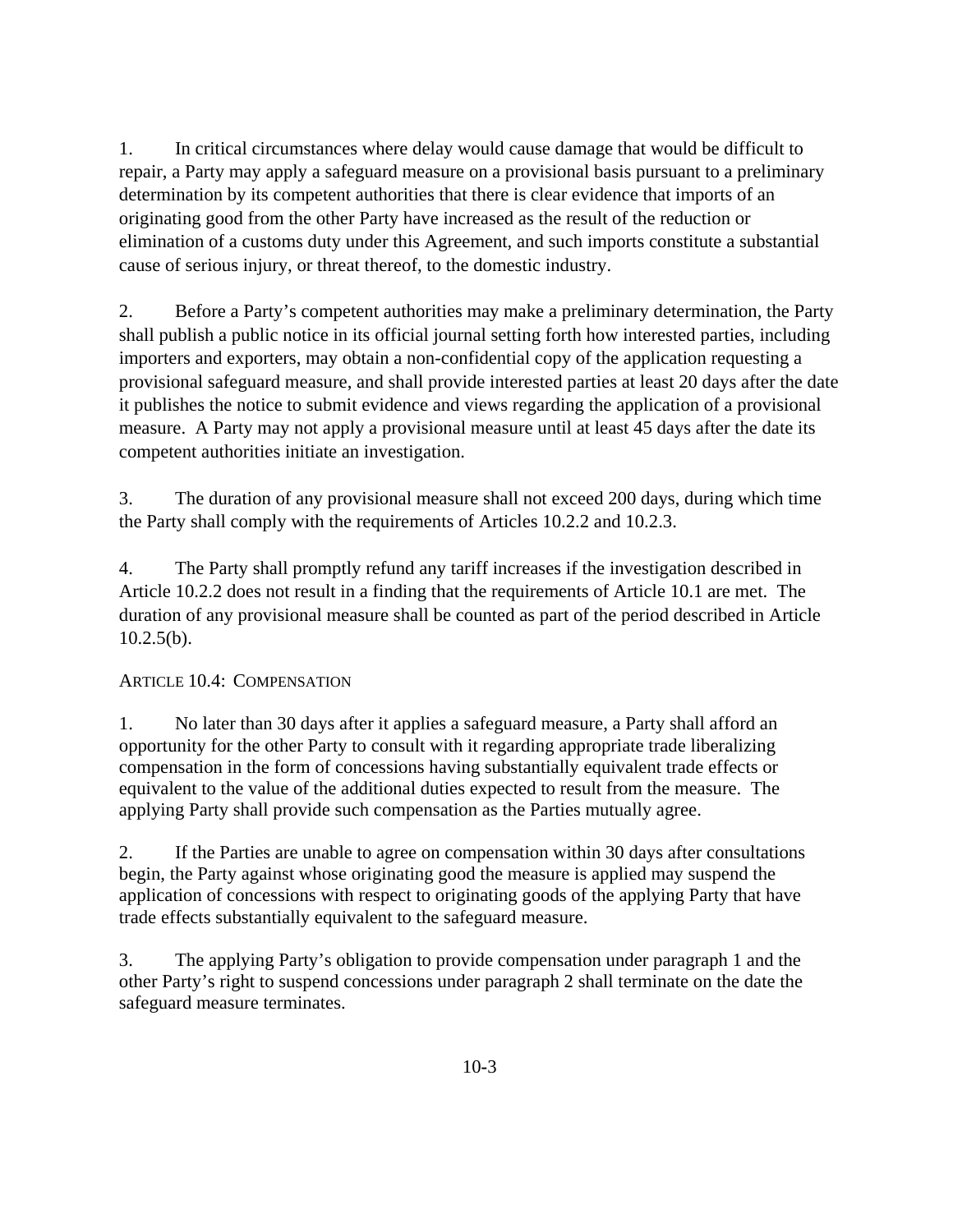1. In critical circumstances where delay would cause damage that would be difficult to repair, a Party may apply a safeguard measure on a provisional basis pursuant to a preliminary determination by its competent authorities that there is clear evidence that imports of an originating good from the other Party have increased as the result of the reduction or elimination of a customs duty under this Agreement, and such imports constitute a substantial cause of serious injury, or threat thereof, to the domestic industry.

2. Before a Party's competent authorities may make a preliminary determination, the Party shall publish a public notice in its official journal setting forth how interested parties, including importers and exporters, may obtain a non-confidential copy of the application requesting a provisional safeguard measure, and shall provide interested parties at least 20 days after the date it publishes the notice to submit evidence and views regarding the application of a provisional measure. A Party may not apply a provisional measure until at least 45 days after the date its competent authorities initiate an investigation.

3. The duration of any provisional measure shall not exceed 200 days, during which time the Party shall comply with the requirements of Articles 10.2.2 and 10.2.3.

4. The Party shall promptly refund any tariff increases if the investigation described in Article 10.2.2 does not result in a finding that the requirements of Article 10.1 are met. The duration of any provisional measure shall be counted as part of the period described in Article 10.2.5(b).

## ARTICLE 10.4: COMPENSATION

1. No later than 30 days after it applies a safeguard measure, a Party shall afford an opportunity for the other Party to consult with it regarding appropriate trade liberalizing compensation in the form of concessions having substantially equivalent trade effects or equivalent to the value of the additional duties expected to result from the measure. The applying Party shall provide such compensation as the Parties mutually agree.

2. If the Parties are unable to agree on compensation within 30 days after consultations begin, the Party against whose originating good the measure is applied may suspend the application of concessions with respect to originating goods of the applying Party that have trade effects substantially equivalent to the safeguard measure.

3. The applying Party's obligation to provide compensation under paragraph 1 and the other Party's right to suspend concessions under paragraph 2 shall terminate on the date the safeguard measure terminates.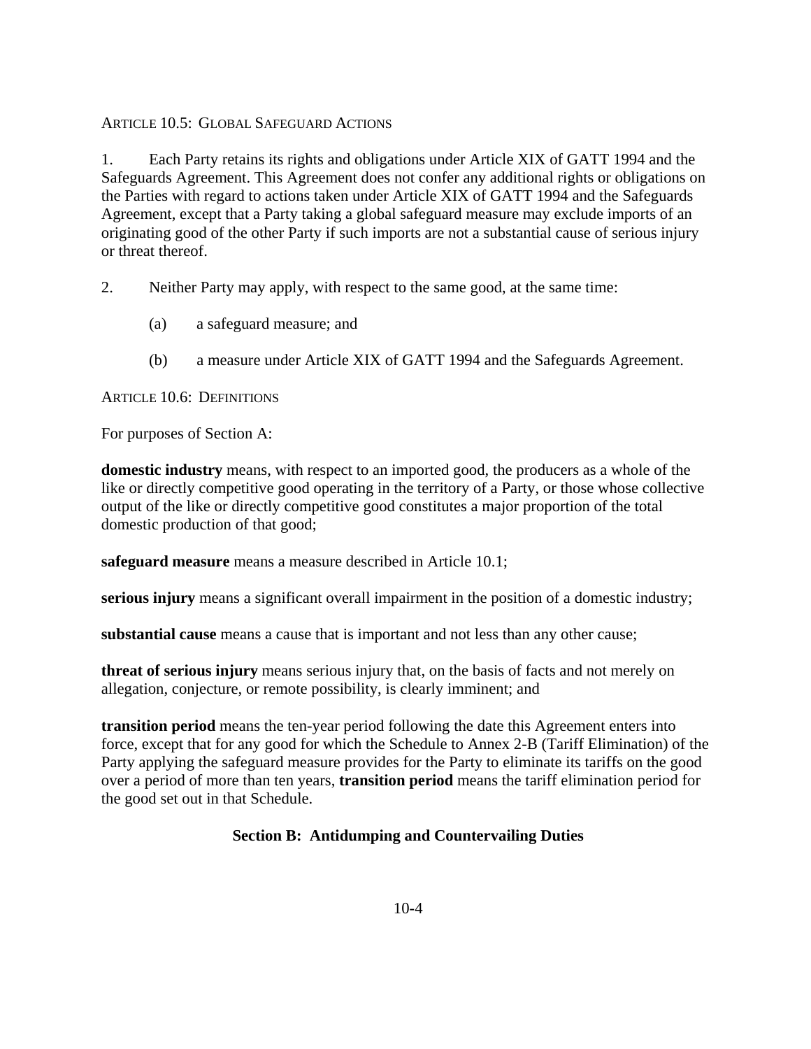ARTICLE 10.5: GLOBAL SAFEGUARD ACTIONS

1. Each Party retains its rights and obligations under Article XIX of GATT 1994 and the Safeguards Agreement. This Agreement does not confer any additional rights or obligations on the Parties with regard to actions taken under Article XIX of GATT 1994 and the Safeguards Agreement, except that a Party taking a global safeguard measure may exclude imports of an originating good of the other Party if such imports are not a substantial cause of serious injury or threat thereof.

2. Neither Party may apply, with respect to the same good, at the same time:

   (a) a safeguard measure; and

   (b) a measure under Article XIX of GATT 1994 and the Safeguards Agreement.

ARTICLE 10.6: DEFINITIONS

For purposes of Section A:

**domestic industry** means, with respect to an imported good, the producers as a whole of the like or directly competitive good operating in the territory of a Party, or those whose collective output of the like or directly competitive good constitutes a major proportion of the total domestic production of that good;

**safeguard measure** means a measure described in Article 10.1;

**serious injury** means a significant overall impairment in the position of a domestic industry;

**substantial cause** means a cause that is important and not less than any other cause;

**threat of serious injury** means serious injury that, on the basis of facts and not merely on allegation, conjecture, or remote possibility, is clearly imminent; and

**transition period** means the ten-year period following the date this Agreement enters into force, except that for any good for which the Schedule to Annex 2-B (Tariff Elimination) of the Party applying the safeguard measure provides for the Party to eliminate its tariffs on the good over a period of more than ten years, **transition period** means the tariff elimination period for the good set out in that Schedule.

## Section B: Antidumping and Countervailing Duties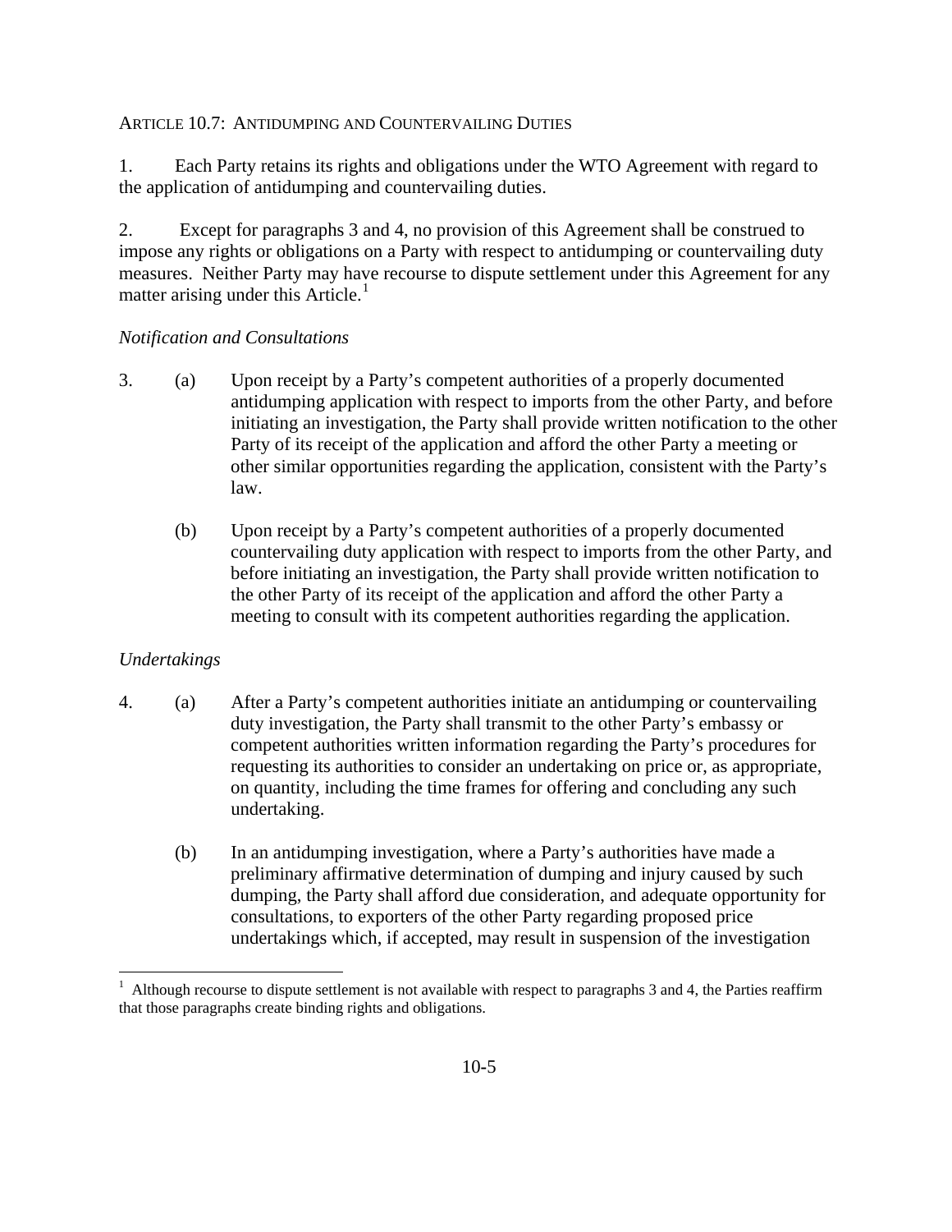ARTICLE 10.7: ANTIDUMPING AND COUNTERVAILING DUTIES

1. Each Party retains its rights and obligations under the WTO Agreement with regard to the application of antidumping and countervailing duties.

2. Except for paragraphs 3 and 4, no provision of this Agreement shall be construed to impose any rights or obligations on a Party with respect to antidumping or countervailing duty measures. Neither Party may have recourse to dispute settlement under this Agreement for any matter arising under this Article.[1]

*Notification and Consultations*

3. (a) Upon receipt by a Party's competent authorities of a properly documented antidumping application with respect to imports from the other Party, and before initiating an investigation, the Party shall provide written notification to the other Party of its receipt of the application and afford the other Party a meeting or other similar opportunities regarding the application, consistent with the Party's law.

   (b) Upon receipt by a Party's competent authorities of a properly documented countervailing duty application with respect to imports from the other Party, and before initiating an investigation, the Party shall provide written notification to the other Party of its receipt of the application and afford the other Party a meeting to consult with its competent authorities regarding the application.

*Undertakings*

4. (a) After a Party's competent authorities initiate an antidumping or countervailing duty investigation, the Party shall transmit to the other Party's embassy or competent authorities written information regarding the Party's procedures for requesting its authorities to consider an undertaking on price or, as appropriate, on quantity, including the time frames for offering and concluding any such undertaking.

   (b) In an antidumping investigation, where a Party's authorities have made a preliminary affirmative determination of dumping and injury caused by such dumping, the Party shall afford due consideration, and adequate opportunity for consultations, to exporters of the other Party regarding proposed price undertakings which, if accepted, may result in suspension of the investigation

[1] Although recourse to dispute settlement is not available with respect to paragraphs 3 and 4, the Parties reaffirm that those paragraphs create binding rights and obligations.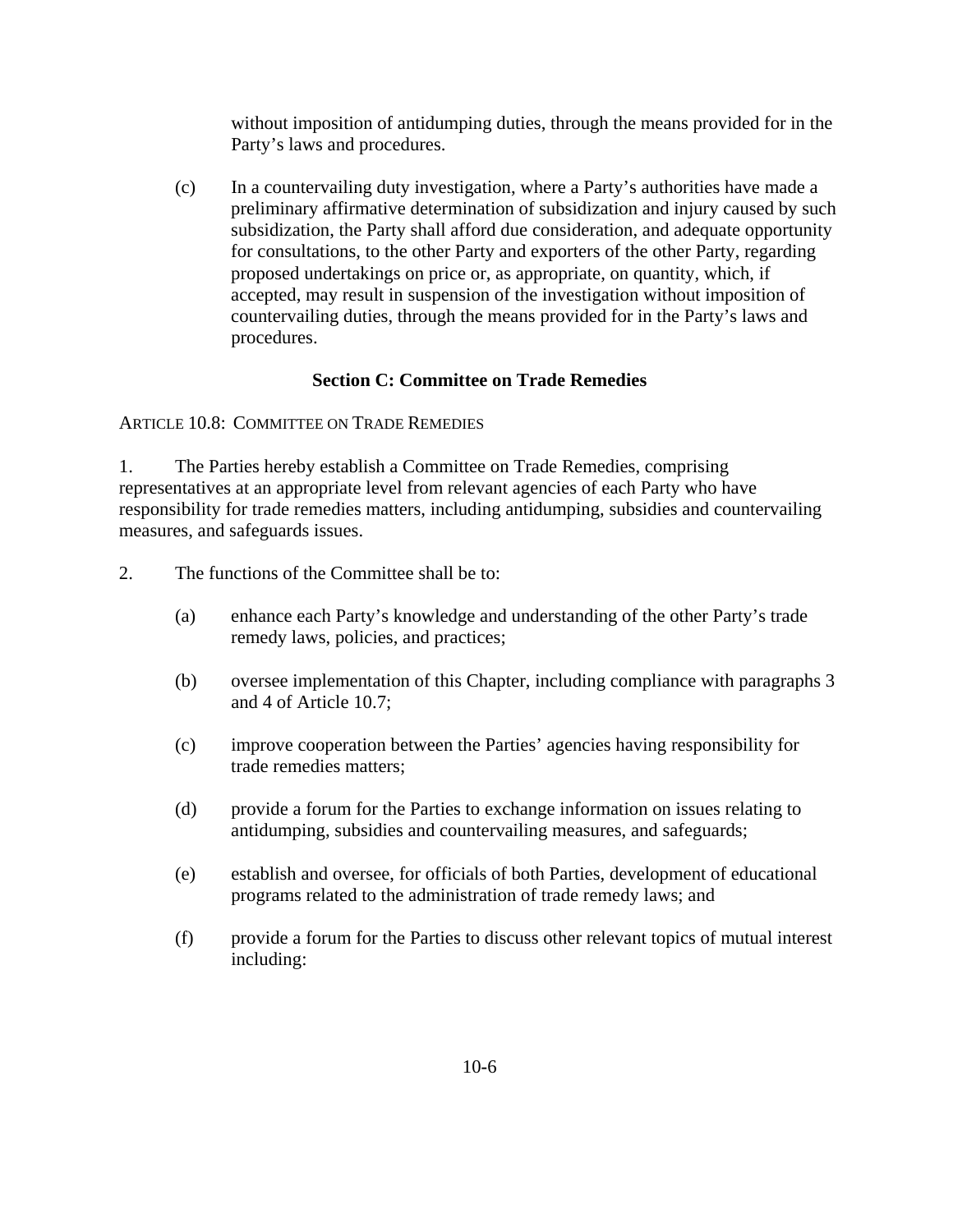without imposition of antidumping duties, through the means provided for in the Party's laws and procedures.

(c) In a countervailing duty investigation, where a Party's authorities have made a preliminary affirmative determination of subsidization and injury caused by such subsidization, the Party shall afford due consideration, and adequate opportunity for consultations, to the other Party and exporters of the other Party, regarding proposed undertakings on price or, as appropriate, on quantity, which, if accepted, may result in suspension of the investigation without imposition of countervailing duties, through the means provided for in the Party's laws and procedures.

### Section C: Committee on Trade Remedies

ARTICLE 10.8: COMMITTEE ON TRADE REMEDIES

1. The Parties hereby establish a Committee on Trade Remedies, comprising representatives at an appropriate level from relevant agencies of each Party who have responsibility for trade remedies matters, including antidumping, subsidies and countervailing measures, and safeguards issues.

2. The functions of the Committee shall be to:

(a) enhance each Party's knowledge and understanding of the other Party's trade remedy laws, policies, and practices;

(b) oversee implementation of this Chapter, including compliance with paragraphs 3 and 4 of Article 10.7;

(c) improve cooperation between the Parties' agencies having responsibility for trade remedies matters;

(d) provide a forum for the Parties to exchange information on issues relating to antidumping, subsidies and countervailing measures, and safeguards;

(e) establish and oversee, for officials of both Parties, development of educational programs related to the administration of trade remedy laws; and

(f) provide a forum for the Parties to discuss other relevant topics of mutual interest including: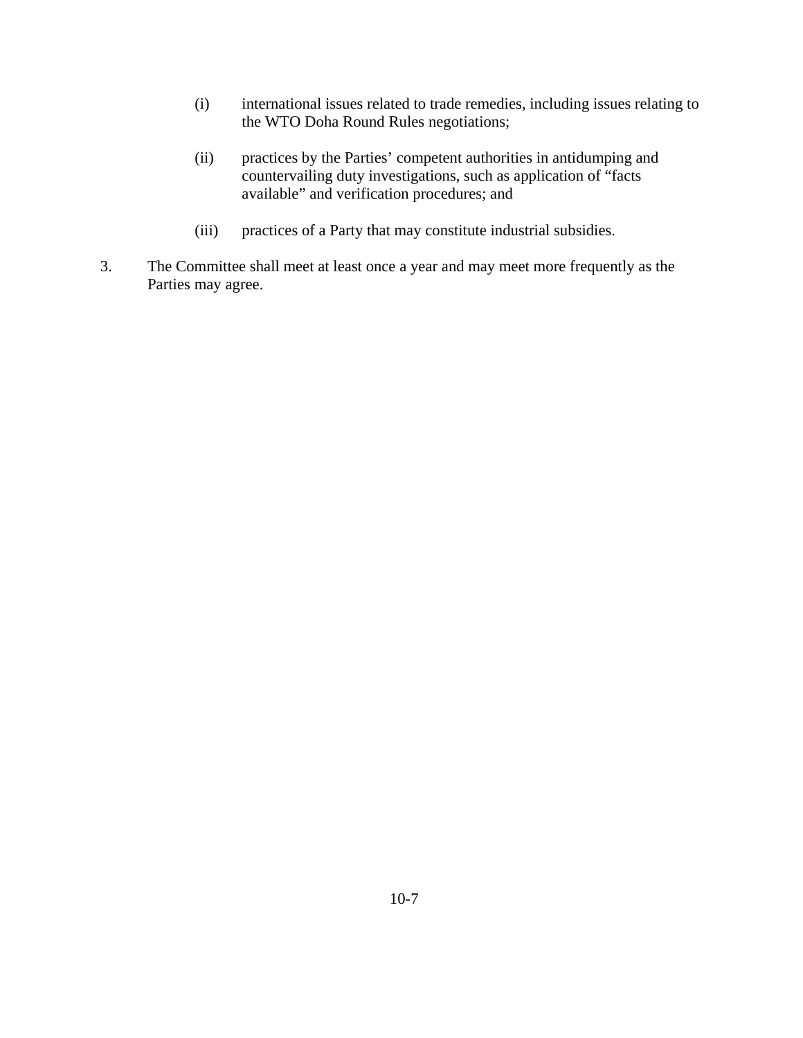(i) international issues related to trade remedies, including issues relating to the WTO Doha Round Rules negotiations;

(ii) practices by the Parties' competent authorities in antidumping and countervailing duty investigations, such as application of "facts available" and verification procedures; and

(iii) practices of a Party that may constitute industrial subsidies.

3. The Committee shall meet at least once a year and may meet more frequently as the Parties may agree.